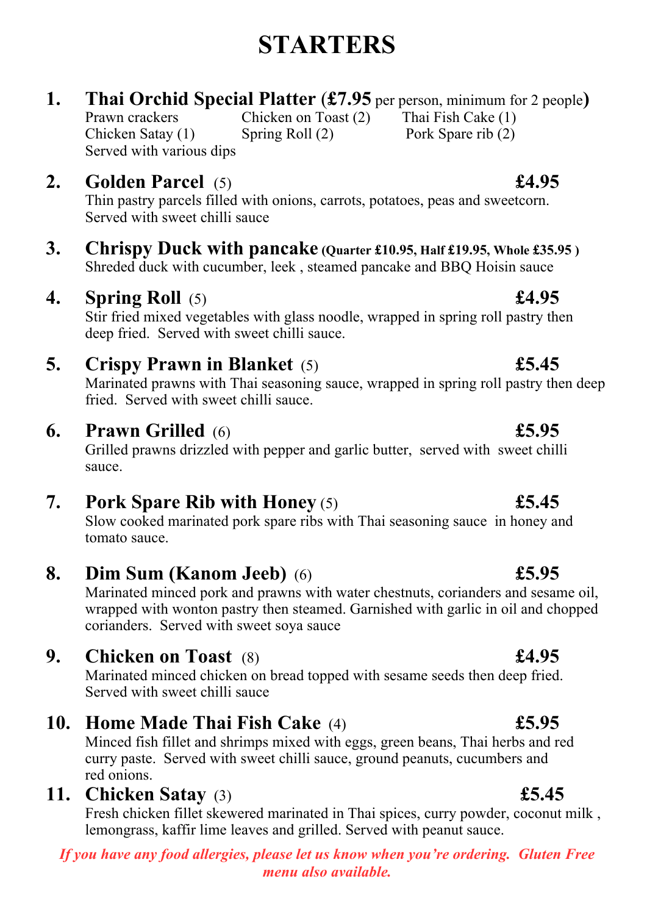# STARTERS

1. **Thai Orchid Special Platter (£7.95** per person, minimum for 2 people**)**
   Prawn crackers, Chicken on Toast (2), Thai Fish Cake (1)
   Chicken Satay (1), Spring Roll (2), Pork Spare rib (2)
   Served with various dips

2. **Golden Parcel** (5) **£4.95**
   Thin pastry parcels filled with onions, carrots, potatoes, peas and sweetcorn. Served with sweet chilli sauce

3. **Chrispy Duck with pancake (Quarter £10.95, Half £19.95, Whole £35.95 )**
   Shreded duck with cucumber, leek , steamed pancake and BBQ Hoisin sauce

4. **Spring Roll** (5) **£4.95**
   Stir fried mixed vegetables with glass noodle, wrapped in spring roll pastry then deep fried. Served with sweet chilli sauce.

5. **Crispy Prawn in Blanket** (5) **£5.45**
   Marinated prawns with Thai seasoning sauce, wrapped in spring roll pastry then deep fried. Served with sweet chilli sauce.

6. **Prawn Grilled** (6) **£5.95**
   Grilled prawns drizzled with pepper and garlic butter, served with sweet chilli sauce.

7. **Pork Spare Rib with Honey** (5) **£5.45**
   Slow cooked marinated pork spare ribs with Thai seasoning sauce in honey and tomato sauce.

8. **Dim Sum (Kanom Jeeb)** (6) **£5.95**
   Marinated minced pork and prawns with water chestnuts, corianders and sesame oil, wrapped with wonton pastry then steamed. Garnished with garlic in oil and chopped corianders. Served with sweet soya sauce

9. **Chicken on Toast** (8) **£4.95**
   Marinated minced chicken on bread topped with sesame seeds then deep fried. Served with sweet chilli sauce

10. **Home Made Thai Fish Cake** (4) **£5.95**
    Minced fish fillet and shrimps mixed with eggs, green beans, Thai herbs and red curry paste. Served with sweet chilli sauce, ground peanuts, cucumbers and red onions.

11. **Chicken Satay** (3) **£5.45**
    Fresh chicken fillet skewered marinated in Thai spices, curry powder, coconut milk , lemongrass, kaffir lime leaves and grilled. Served with peanut sauce.

*If you have any food allergies, please let us know when you're ordering. Gluten Free menu also available.*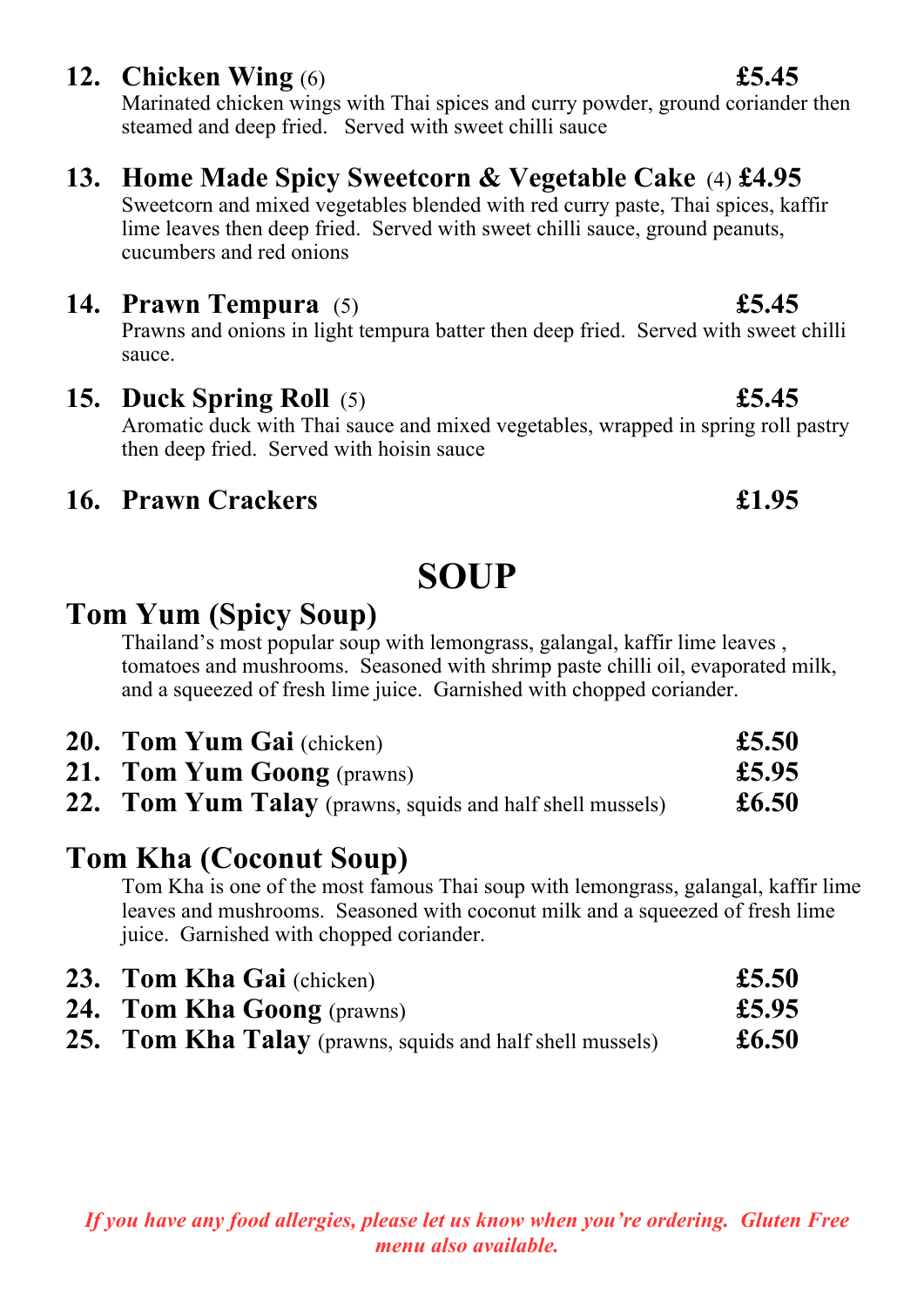**12. Chicken Wing** (6) **£5.45**

Marinated chicken wings with Thai spices and curry powder, ground coriander then steamed and deep fried. Served with sweet chilli sauce

**13. Home Made Spicy Sweetcorn & Vegetable Cake** (4) **£4.95**

Sweetcorn and mixed vegetables blended with red curry paste, Thai spices, kaffir lime leaves then deep fried. Served with sweet chilli sauce, ground peanuts, cucumbers and red onions

**14. Prawn Tempura** (5) **£5.45**

Prawns and onions in light tempura batter then deep fried. Served with sweet chilli sauce.

**15. Duck Spring Roll** (5) **£5.45**

Aromatic duck with Thai sauce and mixed vegetables, wrapped in spring roll pastry then deep fried. Served with hoisin sauce

**16. Prawn Crackers** **£1.95**

# SOUP

## Tom Yum (Spicy Soup)

Thailand's most popular soup with lemongrass, galangal, kaffir lime leaves , tomatoes and mushrooms. Seasoned with shrimp paste chilli oil, evaporated milk, and a squeezed of fresh lime juice. Garnished with chopped coriander.

**20. Tom Yum Gai** (chicken) **£5.50**
**21. Tom Yum Goong** (prawns) **£5.95**
**22. Tom Yum Talay** (prawns, squids and half shell mussels) **£6.50**

## Tom Kha (Coconut Soup)

Tom Kha is one of the most famous Thai soup with lemongrass, galangal, kaffir lime leaves and mushrooms. Seasoned with coconut milk and a squeezed of fresh lime juice. Garnished with chopped coriander.

**23. Tom Kha Gai** (chicken) **£5.50**
**24. Tom Kha Goong** (prawns) **£5.95**
**25. Tom Kha Talay** (prawns, squids and half shell mussels) **£6.50**

***If you have any food allergies, please let us know when you're ordering. Gluten Free menu also available.***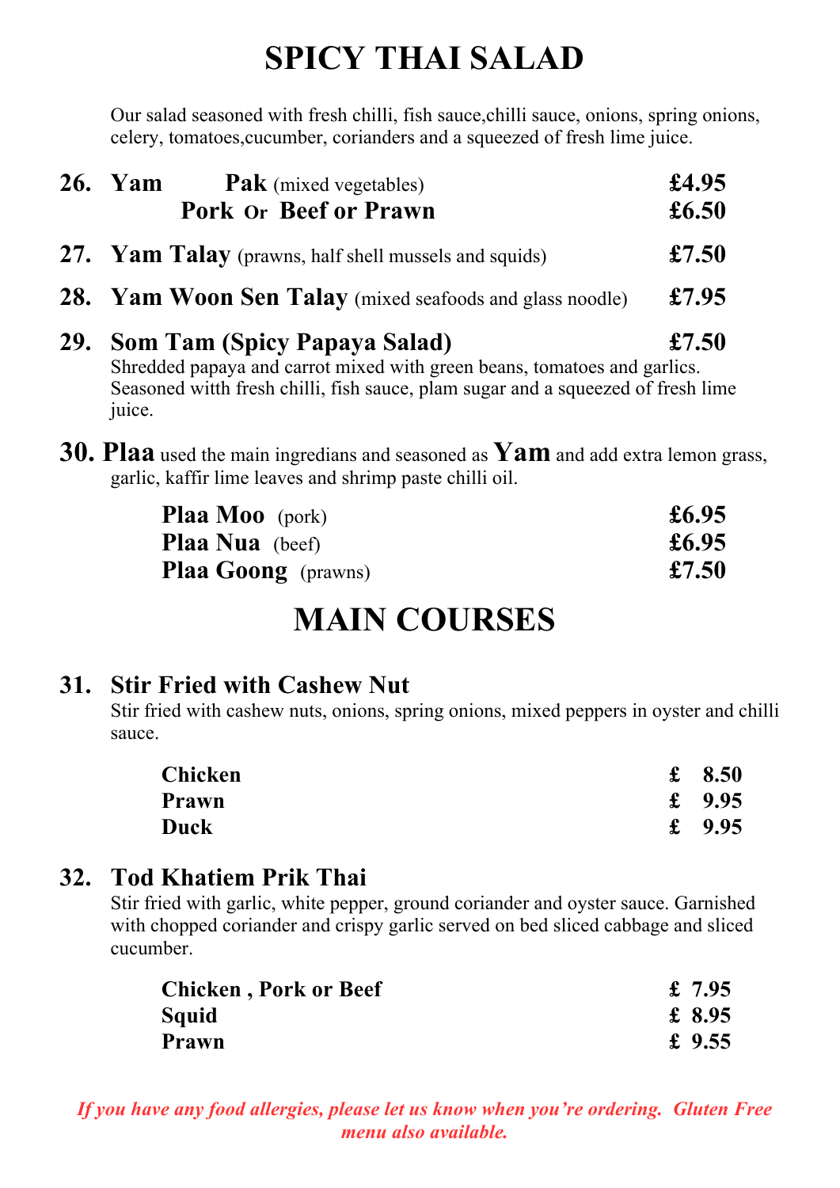# SPICY THAI SALAD

Our salad seasoned with fresh chilli, fish sauce,chilli sauce, onions, spring onions, celery, tomatoes,cucumber, corianders and a squeezed of fresh lime juice.

| | | |
|---|---|---|
| **26. Yam** | **Pak** (mixed vegetables) | **£4.95** |
| | **Pork Or Beef or Prawn** | **£6.50** |
| **27. Yam Talay** | (prawns, half shell mussels and squids) | **£7.50** |
| **28. Yam Woon Sen Talay** | (mixed seafoods and glass noodle) | **£7.95** |

**29. Som Tam (Spicy Papaya Salad)** **£7.50**

Shredded papaya and carrot mixed with green beans, tomatoes and garlics. Seasoned witth fresh chilli, fish sauce, plam sugar and a squeezed of fresh lime juice.

**30. Plaa** used the main ingredians and seasoned as **Yam** and add extra lemon grass, garlic, kaffir lime leaves and shrimp paste chilli oil.

| | |
|---|---|
| **Plaa Moo** (pork) | **£6.95** |
| **Plaa Nua** (beef) | **£6.95** |
| **Plaa Goong** (prawns) | **£7.50** |

# MAIN COURSES

### 31. Stir Fried with Cashew Nut

Stir fried with cashew nuts, onions, spring onions, mixed peppers in oyster and chilli sauce.

| | |
|---|---|
| **Chicken** | **£ 8.50** |
| **Prawn** | **£ 9.95** |
| **Duck** | **£ 9.95** |

### 32. Tod Khatiem Prik Thai

Stir fried with garlic, white pepper, ground coriander and oyster sauce. Garnished with chopped coriander and crispy garlic served on bed sliced cabbage and sliced cucumber.

| | |
|---|---|
| **Chicken , Pork or Beef** | **£ 7.95** |
| **Squid** | **£ 8.95** |
| **Prawn** | **£ 9.55** |

*If you have any food allergies, please let us know when you're ordering. Gluten Free menu also available.*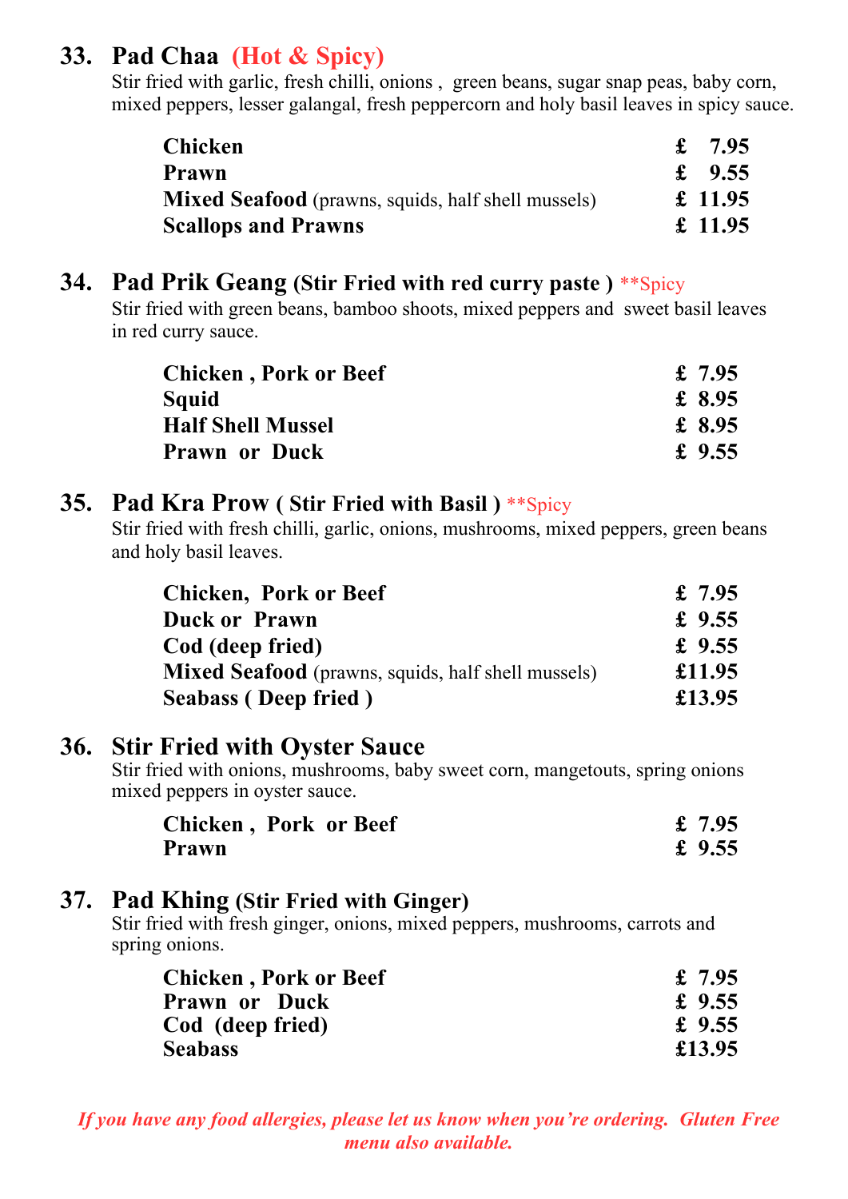## 33. Pad Chaa (Hot & Spicy)

Stir fried with garlic, fresh chilli, onions , green beans, sugar snap peas, baby corn, mixed peppers, lesser galangal, fresh peppercorn and holy basil leaves in spicy sauce.

| | |
|---|---|
| **Chicken** | **£ 7.95** |
| **Prawn** | **£ 9.55** |
| **Mixed Seafood** (prawns, squids, half shell mussels) | **£ 11.95** |
| **Scallops and Prawns** | **£ 11.95** |

## 34. Pad Prik Geang (Stir Fried with red curry paste ) **Spicy

Stir fried with green beans, bamboo shoots, mixed peppers and sweet basil leaves in red curry sauce.

| | |
|---|---|
| **Chicken , Pork or Beef** | **£ 7.95** |
| **Squid** | **£ 8.95** |
| **Half Shell Mussel** | **£ 8.95** |
| **Prawn or Duck** | **£ 9.55** |

## 35. Pad Kra Prow ( Stir Fried with Basil ) **Spicy

Stir fried with fresh chilli, garlic, onions, mushrooms, mixed peppers, green beans and holy basil leaves.

| | |
|---|---|
| **Chicken, Pork or Beef** | **£ 7.95** |
| **Duck or Prawn** | **£ 9.55** |
| **Cod (deep fried)** | **£ 9.55** |
| **Mixed Seafood** (prawns, squids, half shell mussels) | **£11.95** |
| **Seabass ( Deep fried )** | **£13.95** |

## 36. Stir Fried with Oyster Sauce

Stir fried with onions, mushrooms, baby sweet corn, mangetouts, spring onions mixed peppers in oyster sauce.

| | |
|---|---|
| **Chicken , Pork or Beef** | **£ 7.95** |
| **Prawn** | **£ 9.55** |

## 37. Pad Khing (Stir Fried with Ginger)

Stir fried with fresh ginger, onions, mixed peppers, mushrooms, carrots and spring onions.

| | |
|---|---|
| **Chicken , Pork or Beef** | **£ 7.95** |
| **Prawn or Duck** | **£ 9.55** |
| **Cod (deep fried)** | **£ 9.55** |
| **Seabass** | **£13.95** |

***If you have any food allergies, please let us know when you're ordering. Gluten Free menu also available.***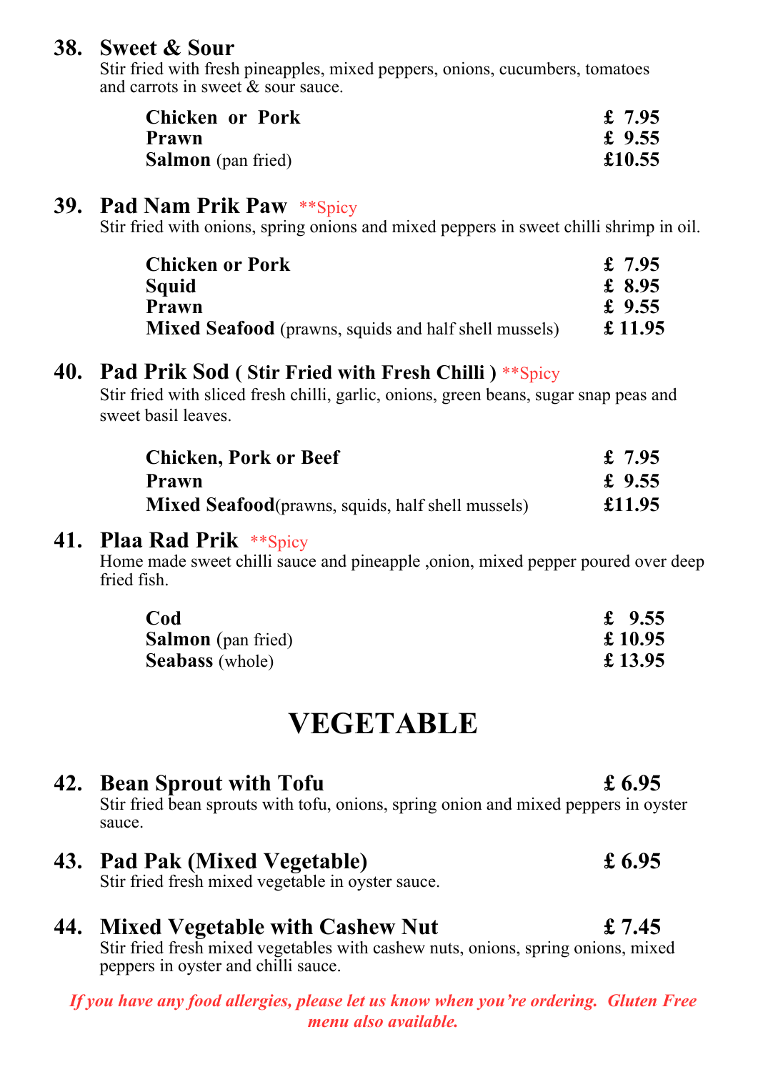### 38. Sweet & Sour

Stir fried with fresh pineapples, mixed peppers, onions, cucumbers, tomatoes and carrots in sweet & sour sauce.

| | |
|---|---|
| **Chicken or Pork** | **£ 7.95** |
| **Prawn** | **£ 9.55** |
| **Salmon** (pan fried) | **£10.55** |

### 39. Pad Nam Prik Paw **Spicy

Stir fried with onions, spring onions and mixed peppers in sweet chilli shrimp in oil.

| | |
|---|---|
| **Chicken or Pork** | **£ 7.95** |
| **Squid** | **£ 8.95** |
| **Prawn** | **£ 9.55** |
| **Mixed Seafood** (prawns, squids and half shell mussels) | **£ 11.95** |

### 40. Pad Prik Sod ( Stir Fried with Fresh Chilli ) **Spicy

Stir fried with sliced fresh chilli, garlic, onions, green beans, sugar snap peas and sweet basil leaves.

| | |
|---|---|
| **Chicken, Pork or Beef** | **£ 7.95** |
| **Prawn** | **£ 9.55** |
| **Mixed Seafood**(prawns, squids, half shell mussels) | **£11.95** |

### 41. Plaa Rad Prik **Spicy

Home made sweet chilli sauce and pineapple ,onion, mixed pepper poured over deep fried fish.

| | |
|---|---|
| **Cod** | **£ 9.55** |
| **Salmon** (pan fried) | **£ 10.95** |
| **Seabass** (whole) | **£ 13.95** |

## VEGETABLE

### 42. Bean Sprout with Tofu — £ 6.95

Stir fried bean sprouts with tofu, onions, spring onion and mixed peppers in oyster sauce.

### 43. Pad Pak (Mixed Vegetable) — £ 6.95

Stir fried fresh mixed vegetable in oyster sauce.

### 44. Mixed Vegetable with Cashew Nut — £ 7.45

Stir fried fresh mixed vegetables with cashew nuts, onions, spring onions, mixed peppers in oyster and chilli sauce.

***If you have any food allergies, please let us know when you're ordering. Gluten Free menu also available.***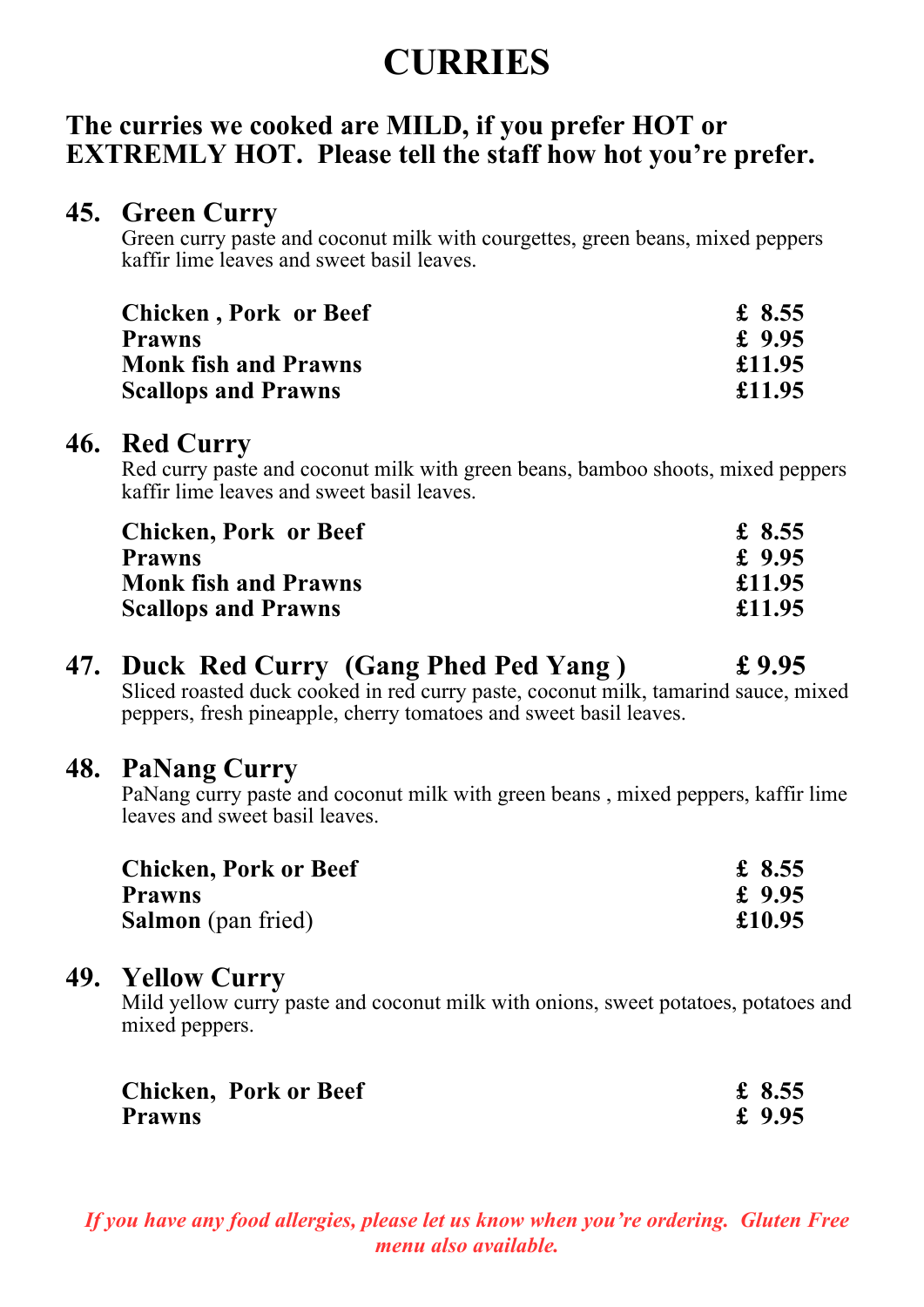# CURRIES

**The curries we cooked are MILD, if you prefer HOT or EXTREMLY HOT. Please tell the staff how hot you're prefer.**

## 45. Green Curry

Green curry paste and coconut milk with courgettes, green beans, mixed peppers kaffir lime leaves and sweet basil leaves.

| | |
|---|---|
| **Chicken , Pork or Beef** | **£ 8.55** |
| **Prawns** | **£ 9.95** |
| **Monk fish and Prawns** | **£11.95** |
| **Scallops and Prawns** | **£11.95** |

## 46. Red Curry

Red curry paste and coconut milk with green beans, bamboo shoots, mixed peppers kaffir lime leaves and sweet basil leaves.

| | |
|---|---|
| **Chicken, Pork or Beef** | **£ 8.55** |
| **Prawns** | **£ 9.95** |
| **Monk fish and Prawns** | **£11.95** |
| **Scallops and Prawns** | **£11.95** |

## 47. Duck Red Curry (Gang Phed Ped Yang ) £ 9.95

Sliced roasted duck cooked in red curry paste, coconut milk, tamarind sauce, mixed peppers, fresh pineapple, cherry tomatoes and sweet basil leaves.

## 48. PaNang Curry

PaNang curry paste and coconut milk with green beans , mixed peppers, kaffir lime leaves and sweet basil leaves.

| | |
|---|---|
| **Chicken, Pork or Beef** | **£ 8.55** |
| **Prawns** | **£ 9.95** |
| **Salmon** (pan fried) | **£10.95** |

## 49. Yellow Curry

Mild yellow curry paste and coconut milk with onions, sweet potatoes, potatoes and mixed peppers.

| | |
|---|---|
| **Chicken, Pork or Beef** | **£ 8.55** |
| **Prawns** | **£ 9.95** |

***If you have any food allergies, please let us know when you're ordering. Gluten Free menu also available.***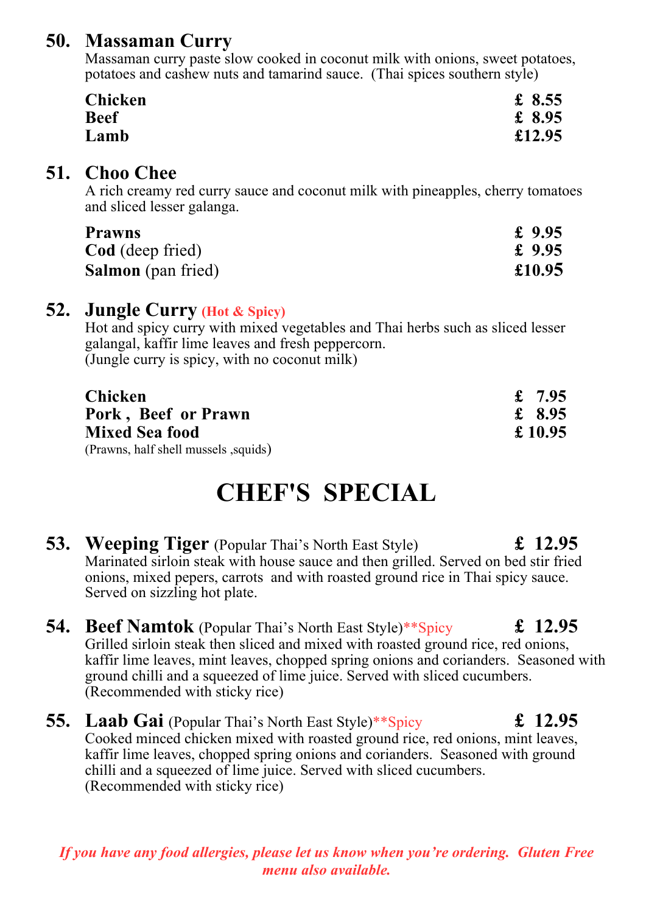## 50. Massaman Curry

Massaman curry paste slow cooked in coconut milk with onions, sweet potatoes, potatoes and cashew nuts and tamarind sauce. (Thai spices southern style)

| | |
|---|---|
| **Chicken** | £ 8.55 |
| **Beef** | £ 8.95 |
| **Lamb** | £12.95 |

## 51. Choo Chee

A rich creamy red curry sauce and coconut milk with pineapples, cherry tomatoes and sliced lesser galanga.

| | |
|---|---|
| **Prawns** | £ 9.95 |
| **Cod** (deep fried) | £ 9.95 |
| **Salmon** (pan fried) | £10.95 |

## 52. Jungle Curry (Hot & Spicy)

Hot and spicy curry with mixed vegetables and Thai herbs such as sliced lesser galangal, kaffir lime leaves and fresh peppercorn.
(Jungle curry is spicy, with no coconut milk)

| | |
|---|---|
| **Chicken** | £ 7.95 |
| **Pork , Beef or Prawn** | £ 8.95 |
| **Mixed Sea food** | £ 10.95 |

(Prawns, half shell mussels ,squids)

# CHEF'S SPECIAL

## 53. Weeping Tiger (Popular Thai's North East Style) £ 12.95

Marinated sirloin steak with house sauce and then grilled. Served on bed stir fried onions, mixed pepers, carrots and with roasted ground rice in Thai spicy sauce. Served on sizzling hot plate.

## 54. Beef Namtok (Popular Thai's North East Style)**Spicy £ 12.95

Grilled sirloin steak then sliced and mixed with roasted ground rice, red onions, kaffir lime leaves, mint leaves, chopped spring onions and corianders. Seasoned with ground chilli and a squeezed of lime juice. Served with sliced cucumbers.
(Recommended with sticky rice)

## 55. Laab Gai (Popular Thai's North East Style)**Spicy £ 12.95

Cooked minced chicken mixed with roasted ground rice, red onions, mint leaves, kaffir lime leaves, chopped spring onions and corianders. Seasoned with ground chilli and a squeezed of lime juice. Served with sliced cucumbers.
(Recommended with sticky rice)

***If you have any food allergies, please let us know when you're ordering. Gluten Free menu also available.***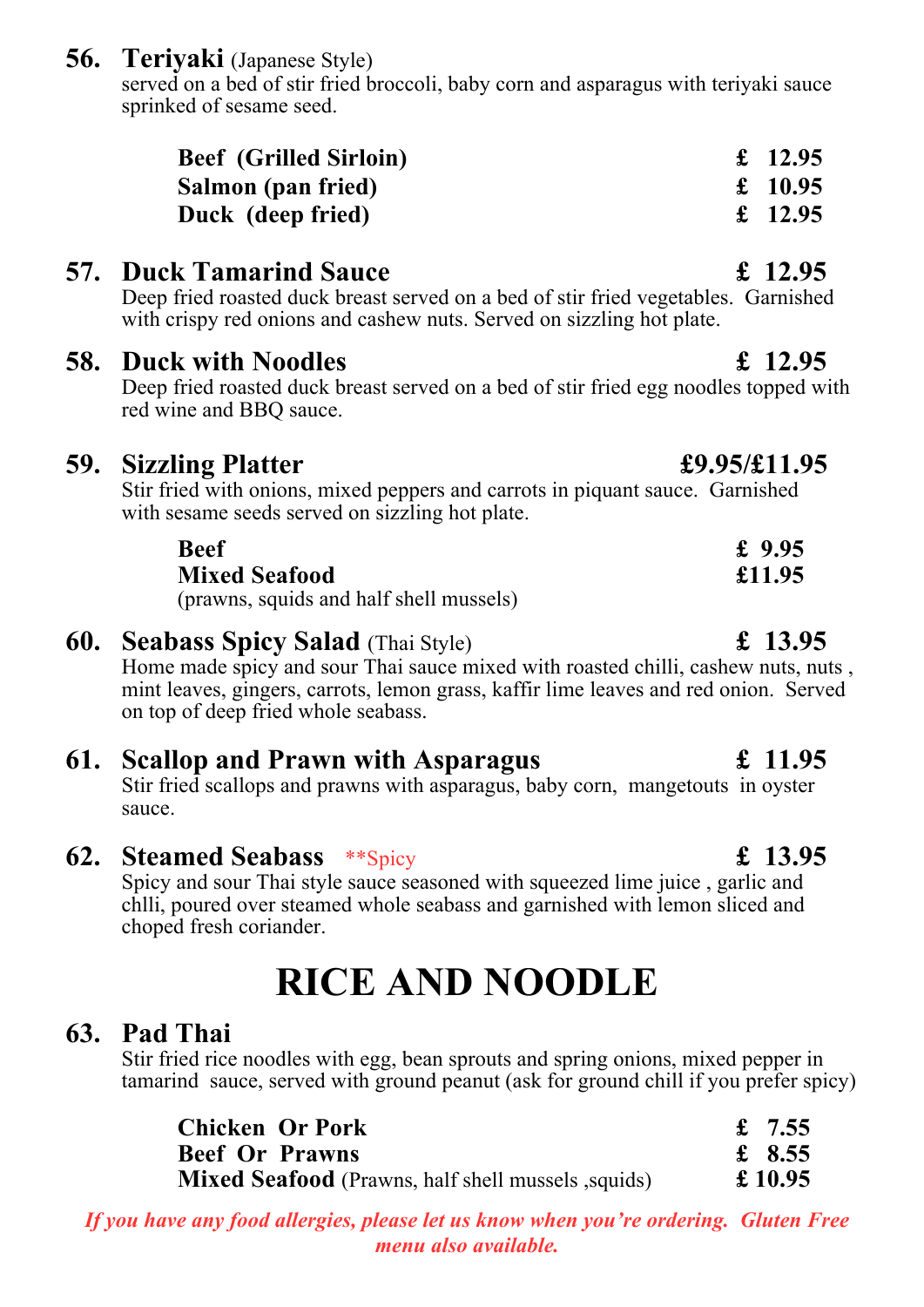### 56. Teriyaki (Japanese Style)

served on a bed of stir fried broccoli, baby corn and asparagus with teriyaki sauce sprinked of sesame seed.

| | |
|---|---|
| **Beef (Grilled Sirloin)** | **£ 12.95** |
| **Salmon (pan fried)** | **£ 10.95** |
| **Duck (deep fried)** | **£ 12.95** |

### 57. Duck Tamarind Sauce — £ 12.95

Deep fried roasted duck breast served on a bed of stir fried vegetables. Garnished with crispy red onions and cashew nuts. Served on sizzling hot plate.

### 58. Duck with Noodles — £ 12.95

Deep fried roasted duck breast served on a bed of stir fried egg noodles topped with red wine and BBQ sauce.

### 59. Sizzling Platter — £9.95/£11.95

Stir fried with onions, mixed peppers and carrots in piquant sauce. Garnished with sesame seeds served on sizzling hot plate.

| | |
|---|---|
| **Beef** | **£ 9.95** |
| **Mixed Seafood** (prawns, squids and half shell mussels) | **£11.95** |

### 60. Seabass Spicy Salad (Thai Style) — £ 13.95

Home made spicy and sour Thai sauce mixed with roasted chilli, cashew nuts, nuts , mint leaves, gingers, carrots, lemon grass, kaffir lime leaves and red onion. Served on top of deep fried whole seabass.

### 61. Scallop and Prawn with Asparagus — £ 11.95

Stir fried scallops and prawns with asparagus, baby corn, mangetouts in oyster sauce.

### 62. Steamed Seabass **Spicy — £ 13.95

Spicy and sour Thai style sauce seasoned with squeezed lime juice , garlic and chlli, poured over steamed whole seabass and garnished with lemon sliced and choped fresh coriander.

# RICE AND NOODLE

### 63. Pad Thai

Stir fried rice noodles with egg, bean sprouts and spring onions, mixed pepper in tamarind sauce, served with ground peanut (ask for ground chill if you prefer spicy)

| | |
|---|---|
| **Chicken Or Pork** | **£ 7.55** |
| **Beef Or Prawns** | **£ 8.55** |
| **Mixed Seafood** (Prawns, half shell mussels ,squids) | **£ 10.95** |

*If you have any food allergies, please let us know when you're ordering. Gluten Free menu also available.*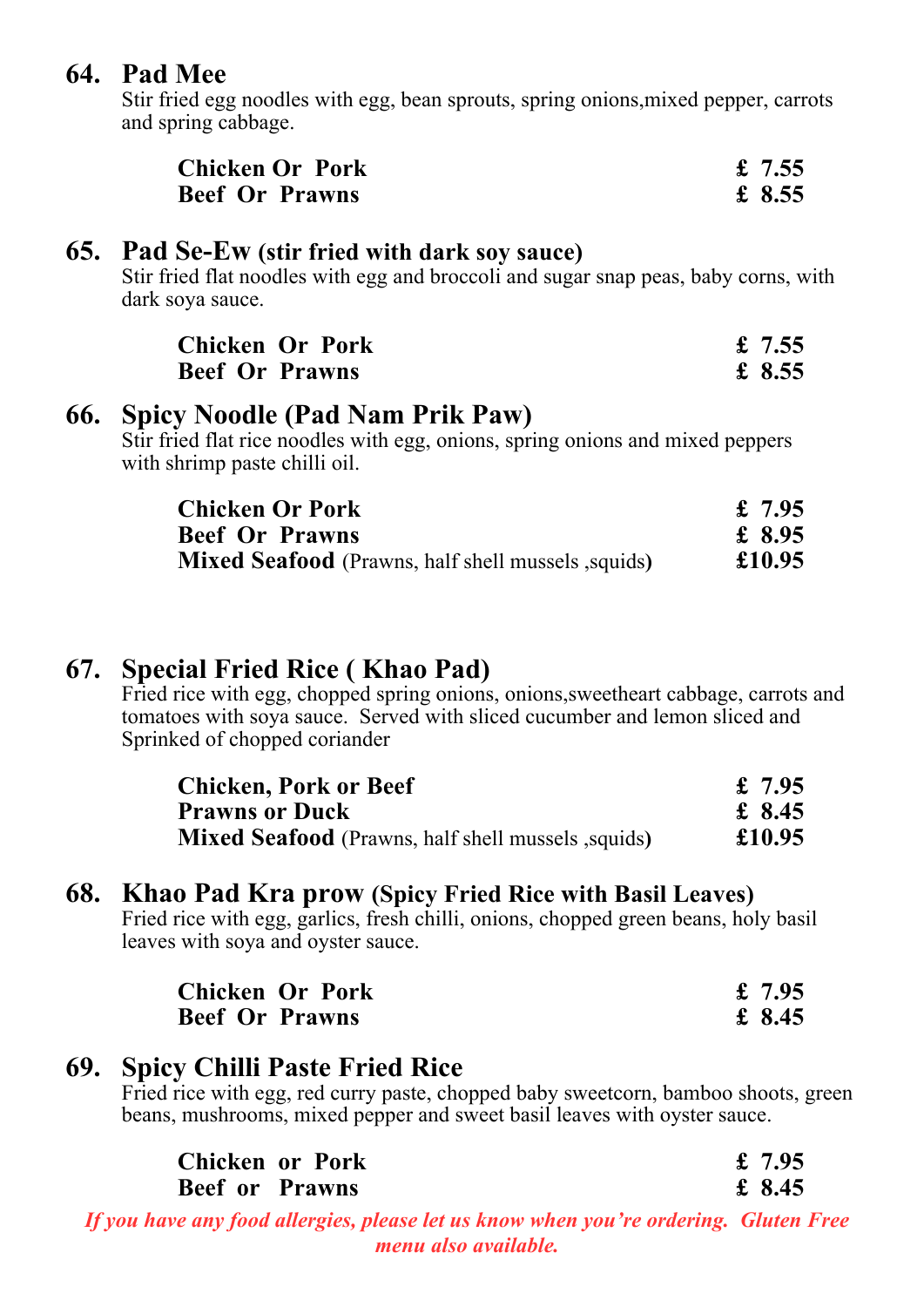## 64. Pad Mee

Stir fried egg noodles with egg, bean sprouts, spring onions,mixed pepper, carrots and spring cabbage.

| | |
|---|---|
| **Chicken Or Pork** | **£ 7.55** |
| **Beef Or Prawns** | **£ 8.55** |

## 65. Pad Se-Ew (stir fried with dark soy sauce)

Stir fried flat noodles with egg and broccoli and sugar snap peas, baby corns, with dark soya sauce.

| | |
|---|---|
| **Chicken Or Pork** | **£ 7.55** |
| **Beef Or Prawns** | **£ 8.55** |

## 66. Spicy Noodle (Pad Nam Prik Paw)

Stir fried flat rice noodles with egg, onions, spring onions and mixed peppers with shrimp paste chilli oil.

| | |
|---|---|
| **Chicken Or Pork** | **£ 7.95** |
| **Beef Or Prawns** | **£ 8.95** |
| **Mixed Seafood** (Prawns, half shell mussels ,squids) | **£10.95** |

## 67. Special Fried Rice ( Khao Pad)

Fried rice with egg, chopped spring onions, onions,sweetheart cabbage, carrots and tomatoes with soya sauce. Served with sliced cucumber and lemon sliced and Sprinked of chopped coriander

| | |
|---|---|
| **Chicken, Pork or Beef** | **£ 7.95** |
| **Prawns or Duck** | **£ 8.45** |
| **Mixed Seafood** (Prawns, half shell mussels ,squids) | **£10.95** |

## 68. Khao Pad Kra prow (Spicy Fried Rice with Basil Leaves)

Fried rice with egg, garlics, fresh chilli, onions, chopped green beans, holy basil leaves with soya and oyster sauce.

| | |
|---|---|
| **Chicken Or Pork** | **£ 7.95** |
| **Beef Or Prawns** | **£ 8.45** |

## 69. Spicy Chilli Paste Fried Rice

Fried rice with egg, red curry paste, chopped baby sweetcorn, bamboo shoots, green beans, mushrooms, mixed pepper and sweet basil leaves with oyster sauce.

| | |
|---|---|
| **Chicken or Pork** | **£ 7.95** |
| **Beef or Prawns** | **£ 8.45** |

***If you have any food allergies, please let us know when you're ordering. Gluten Free menu also available.***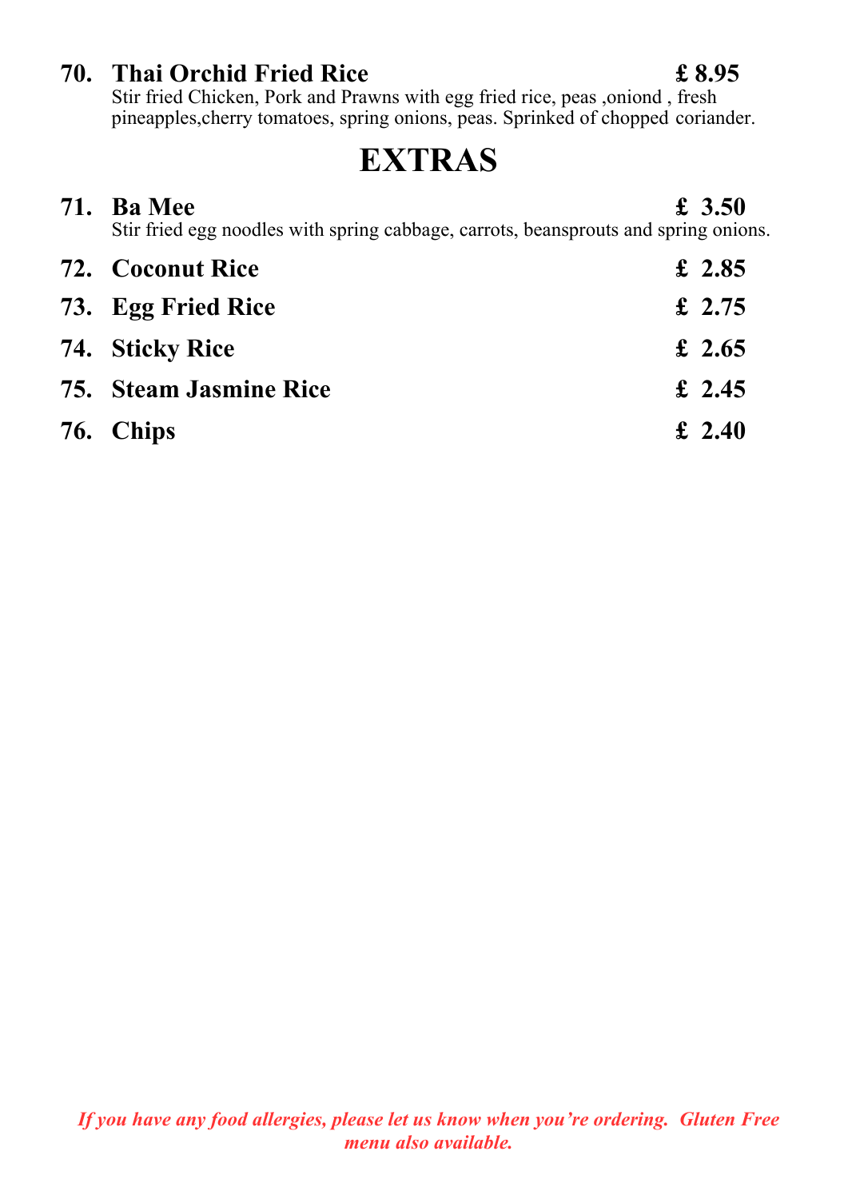**70. Thai Orchid Fried Rice** **£ 8.95**
Stir fried Chicken, Pork and Prawns with egg fried rice, peas ,oniond , fresh pineapples,cherry tomatoes, spring onions, peas. Sprinked of chopped coriander.

# EXTRAS

**71. Ba Mee** **£ 3.50**
Stir fried egg noodles with spring cabbage, carrots, beansprouts and spring onions.

**72. Coconut Rice** **£ 2.85**

**73. Egg Fried Rice** **£ 2.75**

**74. Sticky Rice** **£ 2.65**

**75. Steam Jasmine Rice** **£ 2.45**

**76. Chips** **£ 2.40**

***If you have any food allergies, please let us know when you're ordering. Gluten Free menu also available.***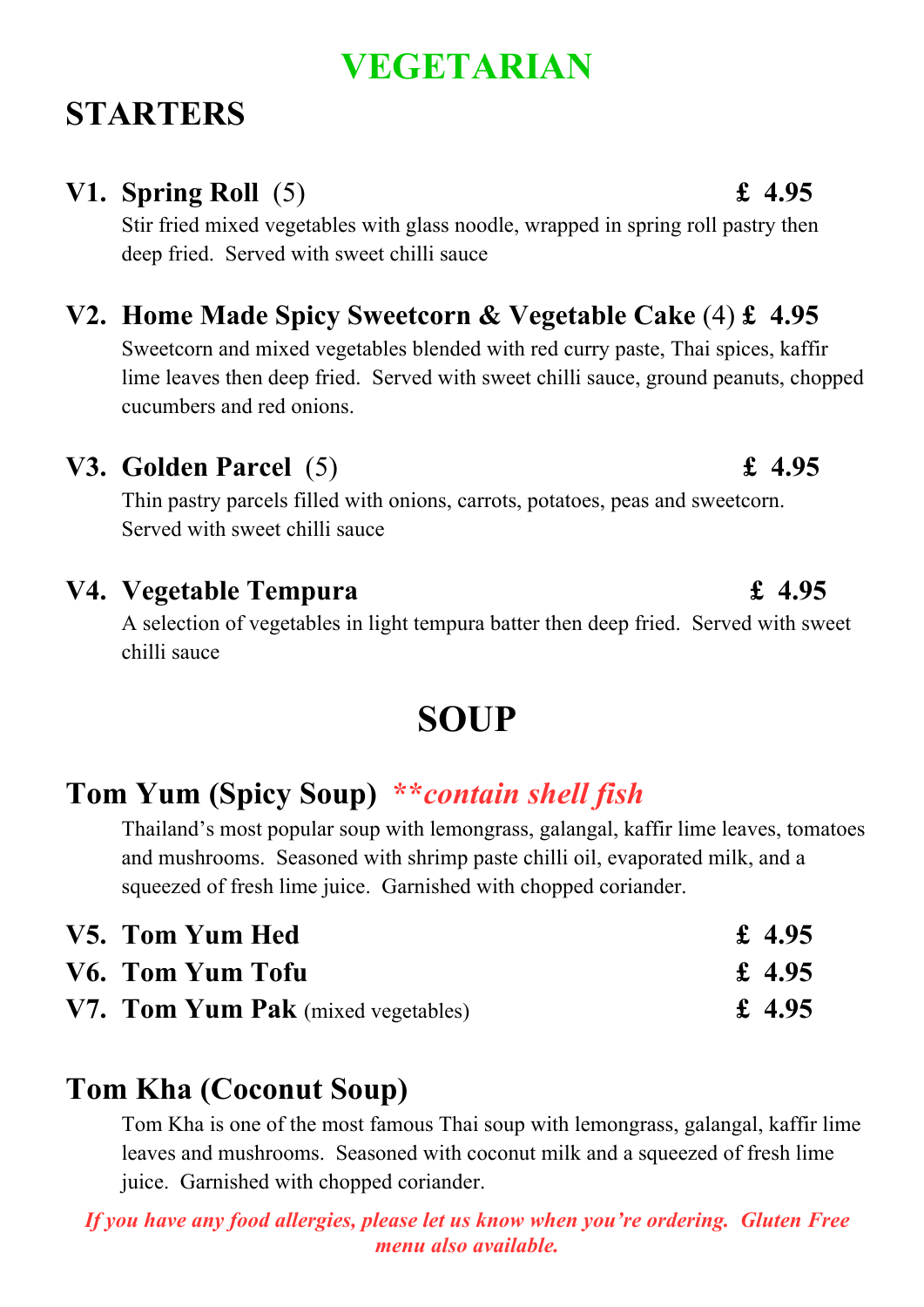# VEGETARIAN

## STARTERS

### V1. Spring Roll (5) £ 4.95

Stir fried mixed vegetables with glass noodle, wrapped in spring roll pastry then deep fried. Served with sweet chilli sauce

### V2. Home Made Spicy Sweetcorn & Vegetable Cake (4) £ 4.95

Sweetcorn and mixed vegetables blended with red curry paste, Thai spices, kaffir lime leaves then deep fried. Served with sweet chilli sauce, ground peanuts, chopped cucumbers and red onions.

### V3. Golden Parcel (5) £ 4.95

Thin pastry parcels filled with onions, carrots, potatoes, peas and sweetcorn. Served with sweet chilli sauce

### V4. Vegetable Tempura £ 4.95

A selection of vegetables in light tempura batter then deep fried. Served with sweet chilli sauce

## SOUP

### Tom Yum (Spicy Soup) ***\*contain shell fish***

Thailand's most popular soup with lemongrass, galangal, kaffir lime leaves, tomatoes and mushrooms. Seasoned with shrimp paste chilli oil, evaporated milk, and a squeezed of fresh lime juice. Garnished with chopped coriander.

**V5. Tom Yum Hed** £ 4.95

**V6. Tom Yum Tofu** £ 4.95

**V7. Tom Yum Pak** (mixed vegetables) £ 4.95

### Tom Kha (Coconut Soup)

Tom Kha is one of the most famous Thai soup with lemongrass, galangal, kaffir lime leaves and mushrooms. Seasoned with coconut milk and a squeezed of fresh lime juice. Garnished with chopped coriander.

***If you have any food allergies, please let us know when you're ordering. Gluten Free menu also available.***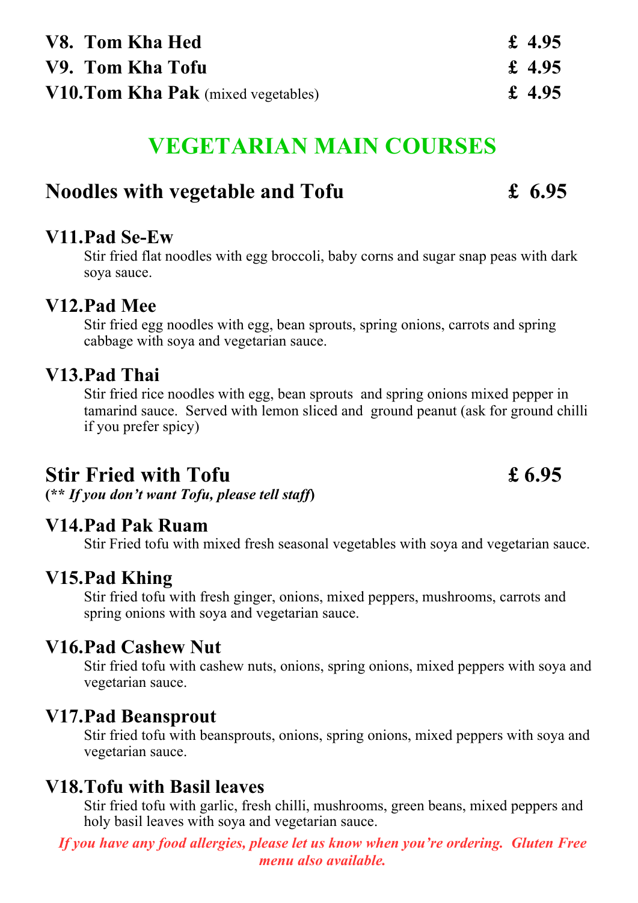**V8. Tom Kha Hed** £ 4.95

**V9. Tom Kha Tofu** £ 4.95

**V10. Tom Kha Pak** (mixed vegetables) £ 4.95

# VEGETARIAN MAIN COURSES

## Noodles with vegetable and Tofu £ 6.95

### V11. Pad Se-Ew

Stir fried flat noodles with egg broccoli, baby corns and sugar snap peas with dark soya sauce.

### V12. Pad Mee

Stir fried egg noodles with egg, bean sprouts, spring onions, carrots and spring cabbage with soya and vegetarian sauce.

### V13. Pad Thai

Stir fried rice noodles with egg, bean sprouts and spring onions mixed pepper in tamarind sauce. Served with lemon sliced and ground peanut (ask for ground chilli if you prefer spicy)

## Stir Fried with Tofu £ 6.95

**(*** ***If you don't want Tofu, please tell staff*****)**

### V14. Pad Pak Ruam

Stir Fried tofu with mixed fresh seasonal vegetables with soya and vegetarian sauce.

### V15. Pad Khing

Stir fried tofu with fresh ginger, onions, mixed peppers, mushrooms, carrots and spring onions with soya and vegetarian sauce.

### V16. Pad Cashew Nut

Stir fried tofu with cashew nuts, onions, spring onions, mixed peppers with soya and vegetarian sauce.

### V17. Pad Beansprout

Stir fried tofu with beansprouts, onions, spring onions, mixed peppers with soya and vegetarian sauce.

### V18. Tofu with Basil leaves

Stir fried tofu with garlic, fresh chilli, mushrooms, green beans, mixed peppers and holy basil leaves with soya and vegetarian sauce.

***If you have any food allergies, please let us know when you're ordering. Gluten Free menu also available.***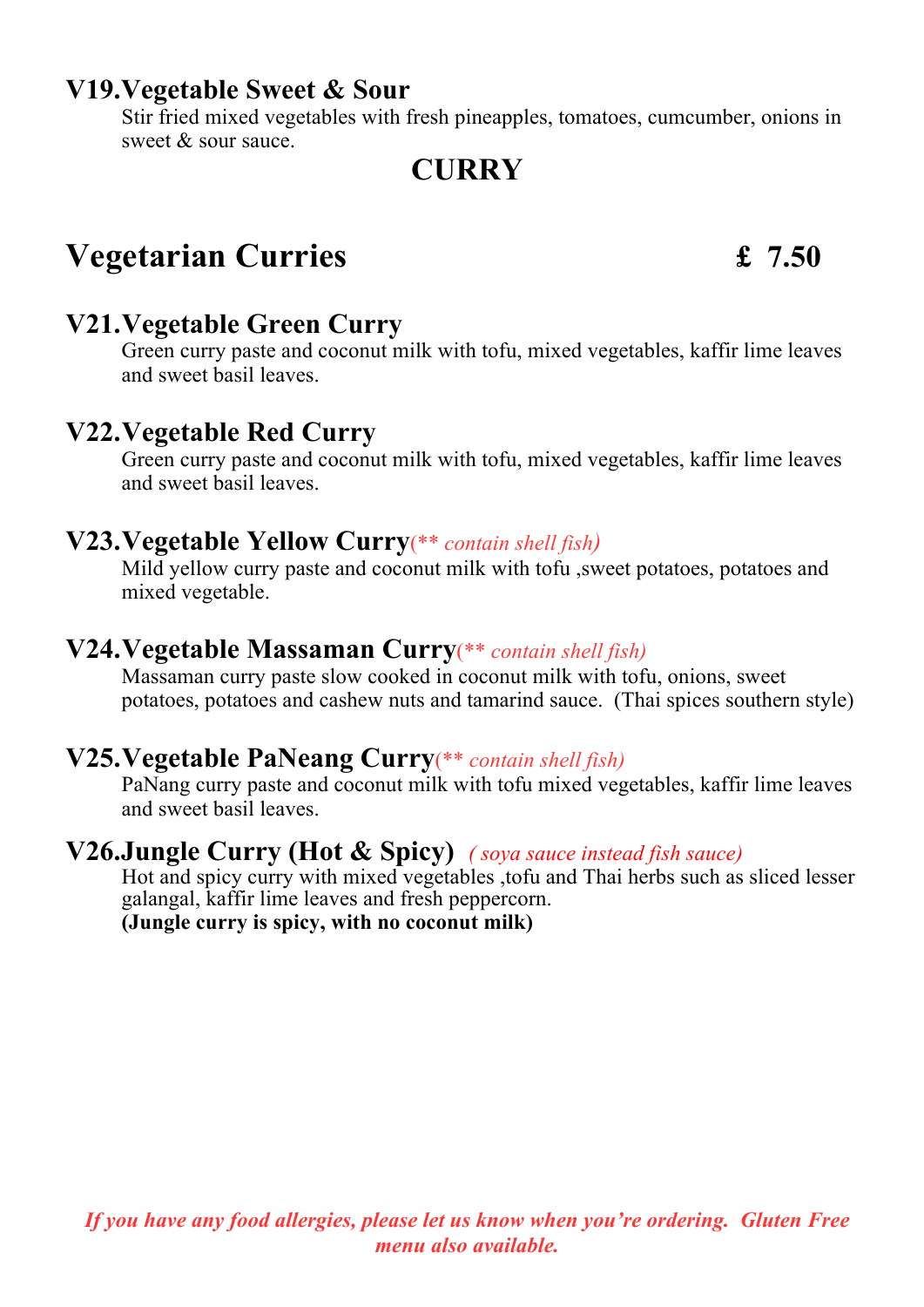### V19. Vegetable Sweet & Sour

Stir fried mixed vegetables with fresh pineapples, tomatoes, cumcumber, onions in sweet & sour sauce.

## CURRY

## Vegetarian Curries £ 7.50

### V21. Vegetable Green Curry

Green curry paste and coconut milk with tofu, mixed vegetables, kaffir lime leaves and sweet basil leaves.

### V22. Vegetable Red Curry

Green curry paste and coconut milk with tofu, mixed vegetables, kaffir lime leaves and sweet basil leaves.

### V23. Vegetable Yellow Curry *(** contain shell fish)*

Mild yellow curry paste and coconut milk with tofu ,sweet potatoes, potatoes and mixed vegetable.

### V24. Vegetable Massaman Curry *(** contain shell fish)*

Massaman curry paste slow cooked in coconut milk with tofu, onions, sweet potatoes, potatoes and cashew nuts and tamarind sauce. (Thai spices southern style)

### V25. Vegetable PaNeang Curry *(** contain shell fish)*

PaNang curry paste and coconut milk with tofu mixed vegetables, kaffir lime leaves and sweet basil leaves.

### V26. Jungle Curry (Hot & Spicy) *( soya sauce instead fish sauce)*

Hot and spicy curry with mixed vegetables ,tofu and Thai herbs such as sliced lesser galangal, kaffir lime leaves and fresh peppercorn.

**(Jungle curry is spicy, with no coconut milk)**

***If you have any food allergies, please let us know when you're ordering. Gluten Free menu also available.***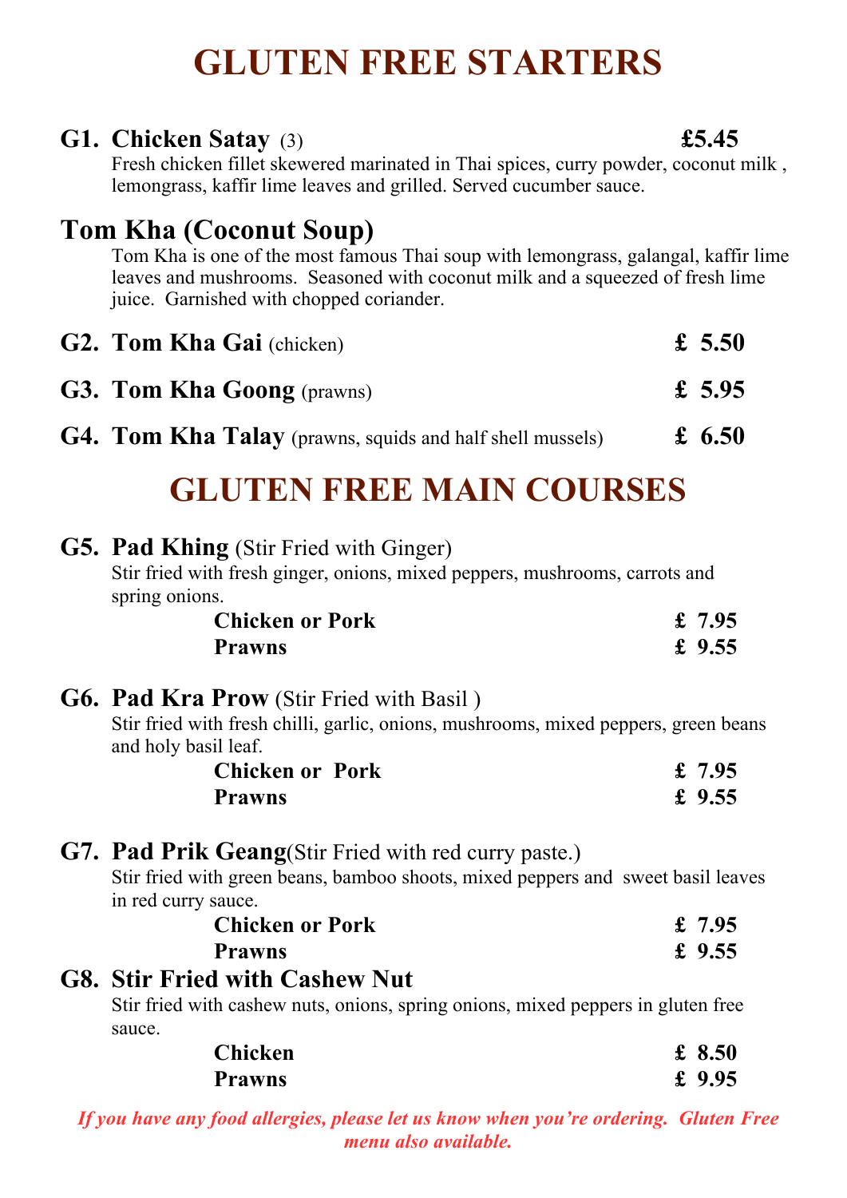# GLUTEN FREE STARTERS

**G1. Chicken Satay** (3) **£5.45**

Fresh chicken fillet skewered marinated in Thai spices, curry powder, coconut milk , lemongrass, kaffir lime leaves and grilled. Served cucumber sauce.

## Tom Kha (Coconut Soup)

Tom Kha is one of the most famous Thai soup with lemongrass, galangal, kaffir lime leaves and mushrooms. Seasoned with coconut milk and a squeezed of fresh lime juice. Garnished with chopped coriander.

**G2. Tom Kha Gai** (chicken) **£ 5.50**

**G3. Tom Kha Goong** (prawns) **£ 5.95**

**G4. Tom Kha Talay** (prawns, squids and half shell mussels) **£ 6.50**

# GLUTEN FREE MAIN COURSES

**G5. Pad Khing** (Stir Fried with Ginger)

Stir fried with fresh ginger, onions, mixed peppers, mushrooms, carrots and spring onions.

| | |
|---|---|
| **Chicken or Pork** | **£ 7.95** |
| **Prawns** | **£ 9.55** |

**G6. Pad Kra Prow** (Stir Fried with Basil )

Stir fried with fresh chilli, garlic, onions, mushrooms, mixed peppers, green beans and holy basil leaf.

| | |
|---|---|
| **Chicken or Pork** | **£ 7.95** |
| **Prawns** | **£ 9.55** |

**G7. Pad Prik Geang**(Stir Fried with red curry paste.)

Stir fried with green beans, bamboo shoots, mixed peppers and sweet basil leaves in red curry sauce.

| | |
|---|---|
| **Chicken or Pork** | **£ 7.95** |
| **Prawns** | **£ 9.55** |

**G8. Stir Fried with Cashew Nut**

Stir fried with cashew nuts, onions, spring onions, mixed peppers in gluten free sauce.

| | |
|---|---|
| **Chicken** | **£ 8.50** |
| **Prawns** | **£ 9.95** |

***If you have any food allergies, please let us know when you're ordering. Gluten Free menu also available.***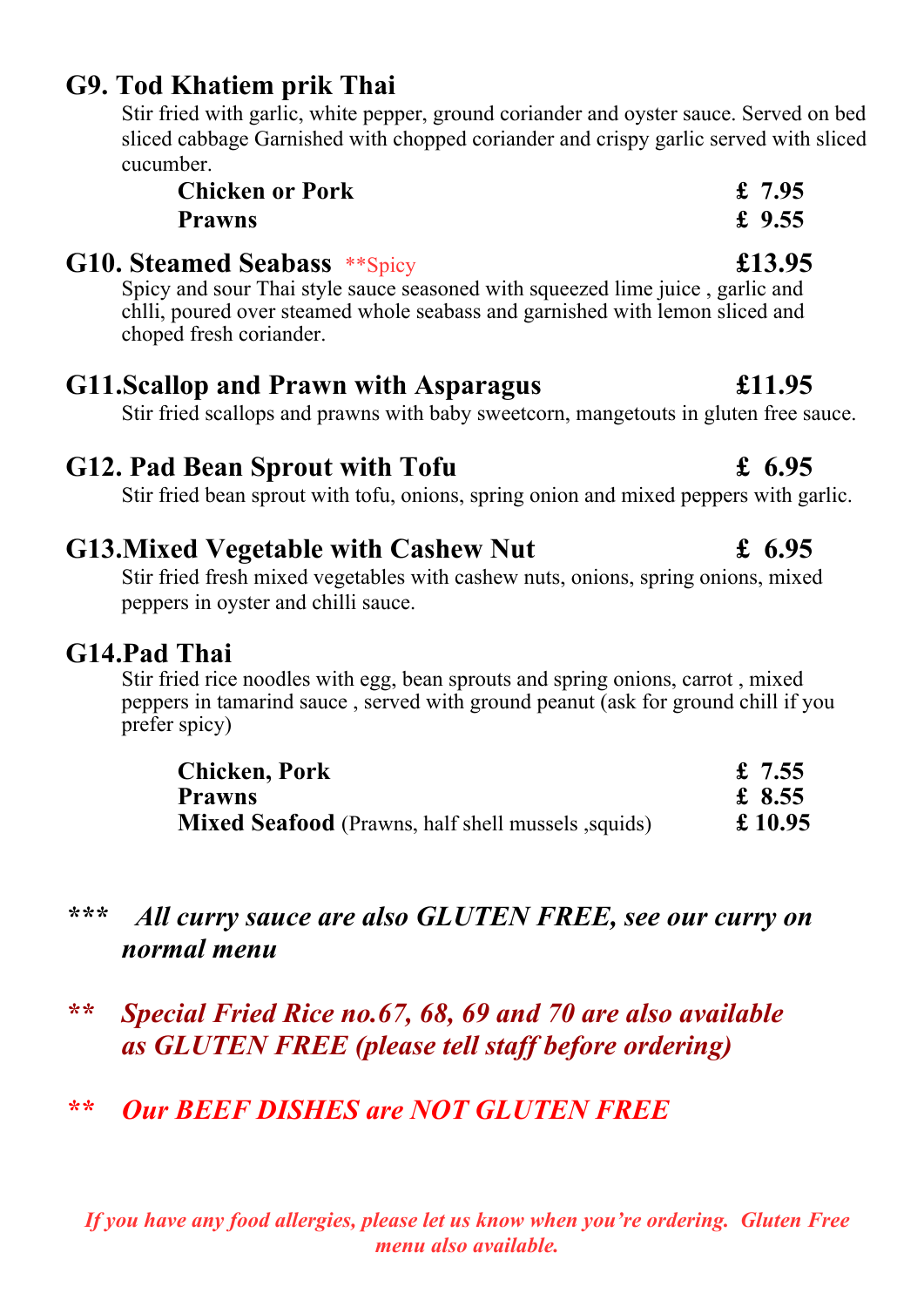## G9. Tod Khatiem prik Thai

Stir fried with garlic, white pepper, ground coriander and oyster sauce. Served on bed sliced cabbage Garnished with chopped coriander and crispy garlic served with sliced cucumber.

| | |
|---|---|
| **Chicken or Pork** | **£ 7.95** |
| **Prawns** | **£ 9.55** |

## G10. Steamed Seabass **Spicy £13.95

Spicy and sour Thai style sauce seasoned with squeezed lime juice , garlic and chlli, poured over steamed whole seabass and garnished with lemon sliced and choped fresh coriander.

## G11.Scallop and Prawn with Asparagus £11.95

Stir fried scallops and prawns with baby sweetcorn, mangetouts in gluten free sauce.

## G12. Pad Bean Sprout with Tofu £ 6.95

Stir fried bean sprout with tofu, onions, spring onion and mixed peppers with garlic.

## G13.Mixed Vegetable with Cashew Nut £ 6.95

Stir fried fresh mixed vegetables with cashew nuts, onions, spring onions, mixed peppers in oyster and chilli sauce.

## G14.Pad Thai

Stir fried rice noodles with egg, bean sprouts and spring onions, carrot , mixed peppers in tamarind sauce , served with ground peanut (ask for ground chill if you prefer spicy)

| | |
|---|---|
| **Chicken, Pork** | **£ 7.55** |
| **Prawns** | **£ 8.55** |
| **Mixed Seafood** (Prawns, half shell mussels ,squids) | **£ 10.95** |

***\*\*\* All curry sauce are also GLUTEN FREE, see our curry on normal menu***

***\*\* Special Fried Rice no.67, 68, 69 and 70 are also available as GLUTEN FREE (please tell staff before ordering)***

***\*\* Our BEEF DISHES are NOT GLUTEN FREE***

***If you have any food allergies, please let us know when you're ordering. Gluten Free menu also available.***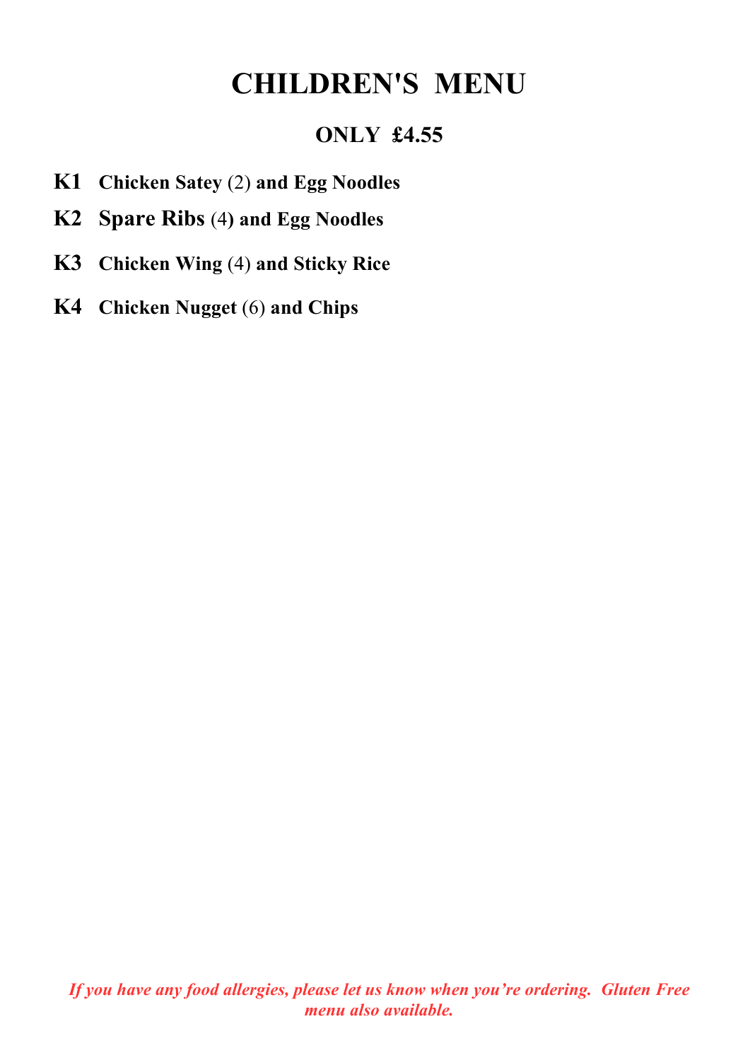# CHILDREN'S MENU

## ONLY £4.55

**K1** **Chicken Satey** (2) **and Egg Noodles**

**K2** **Spare Ribs** (4) **and Egg Noodles**

**K3** **Chicken Wing** (4) **and Sticky Rice**

**K4** **Chicken Nugget** (6) **and Chips**

***If you have any food allergies, please let us know when you're ordering. Gluten Free menu also available.***